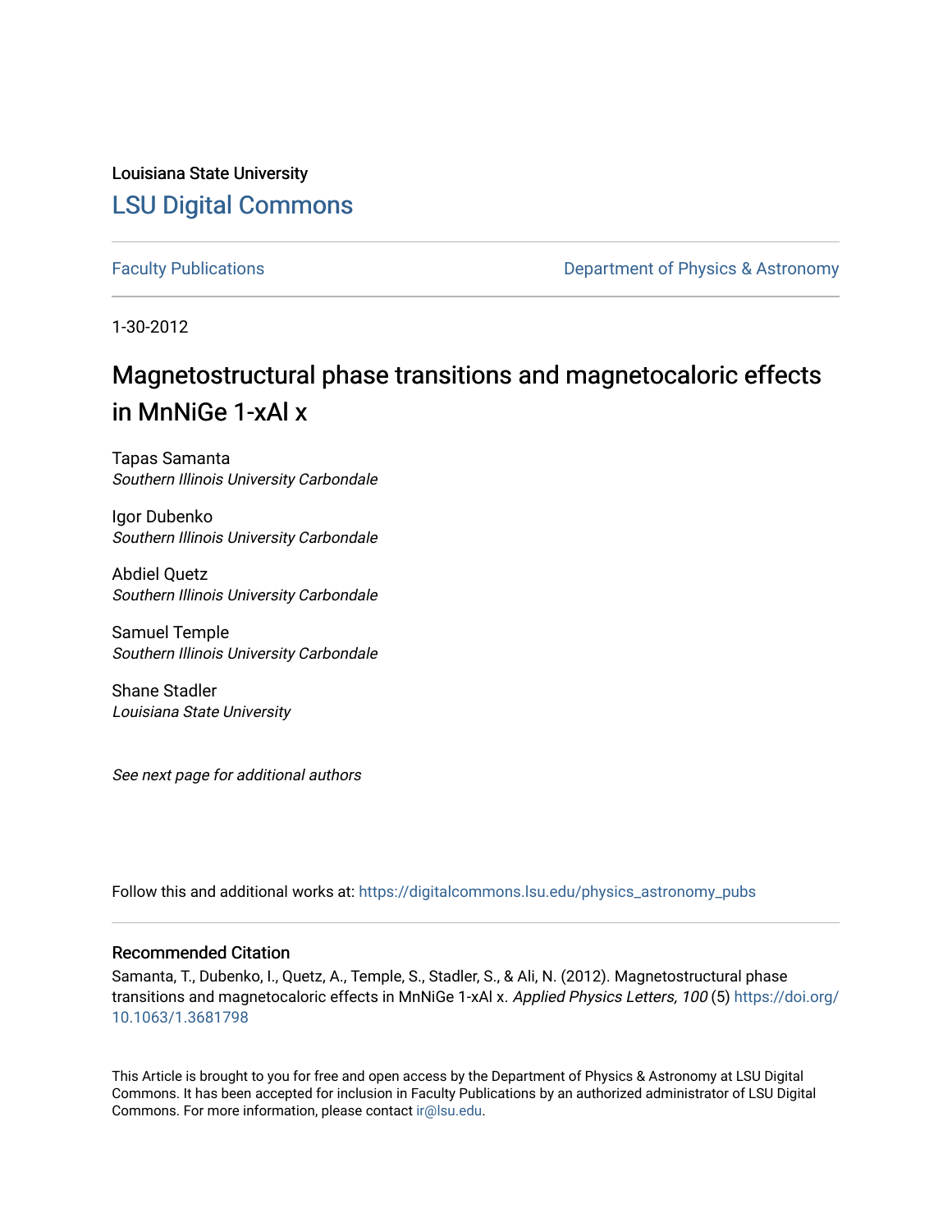Louisiana State University

# LSU Digital Commons

Faculty Publications

Department of Physics & Astronomy

1-30-2012

## Magnetostructural phase transitions and magnetocaloric effects in MnNiGe 1-xAl x

Tapas Samanta
*Southern Illinois University Carbondale*

Igor Dubenko
*Southern Illinois University Carbondale*

Abdiel Quetz
*Southern Illinois University Carbondale*

Samuel Temple
*Southern Illinois University Carbondale*

Shane Stadler
*Louisiana State University*

*See next page for additional authors*

Follow this and additional works at: https://digitalcommons.lsu.edu/physics_astronomy_pubs

### Recommended Citation

Samanta, T., Dubenko, I., Quetz, A., Temple, S., Stadler, S., & Ali, N. (2012). Magnetostructural phase transitions and magnetocaloric effects in MnNiGe 1-xAl x. *Applied Physics Letters, 100* (5) https://doi.org/10.1063/1.3681798

This Article is brought to you for free and open access by the Department of Physics & Astronomy at LSU Digital Commons. It has been accepted for inclusion in Faculty Publications by an authorized administrator of LSU Digital Commons. For more information, please contact ir@lsu.edu.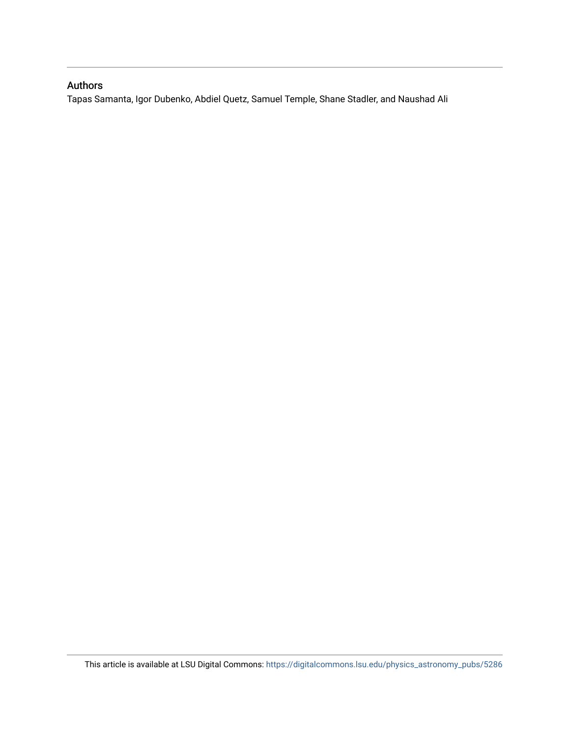## Authors

Tapas Samanta, Igor Dubenko, Abdiel Quetz, Samuel Temple, Shane Stadler, and Naushad Ali

This article is available at LSU Digital Commons: https://digitalcommons.lsu.edu/physics_astronomy_pubs/5286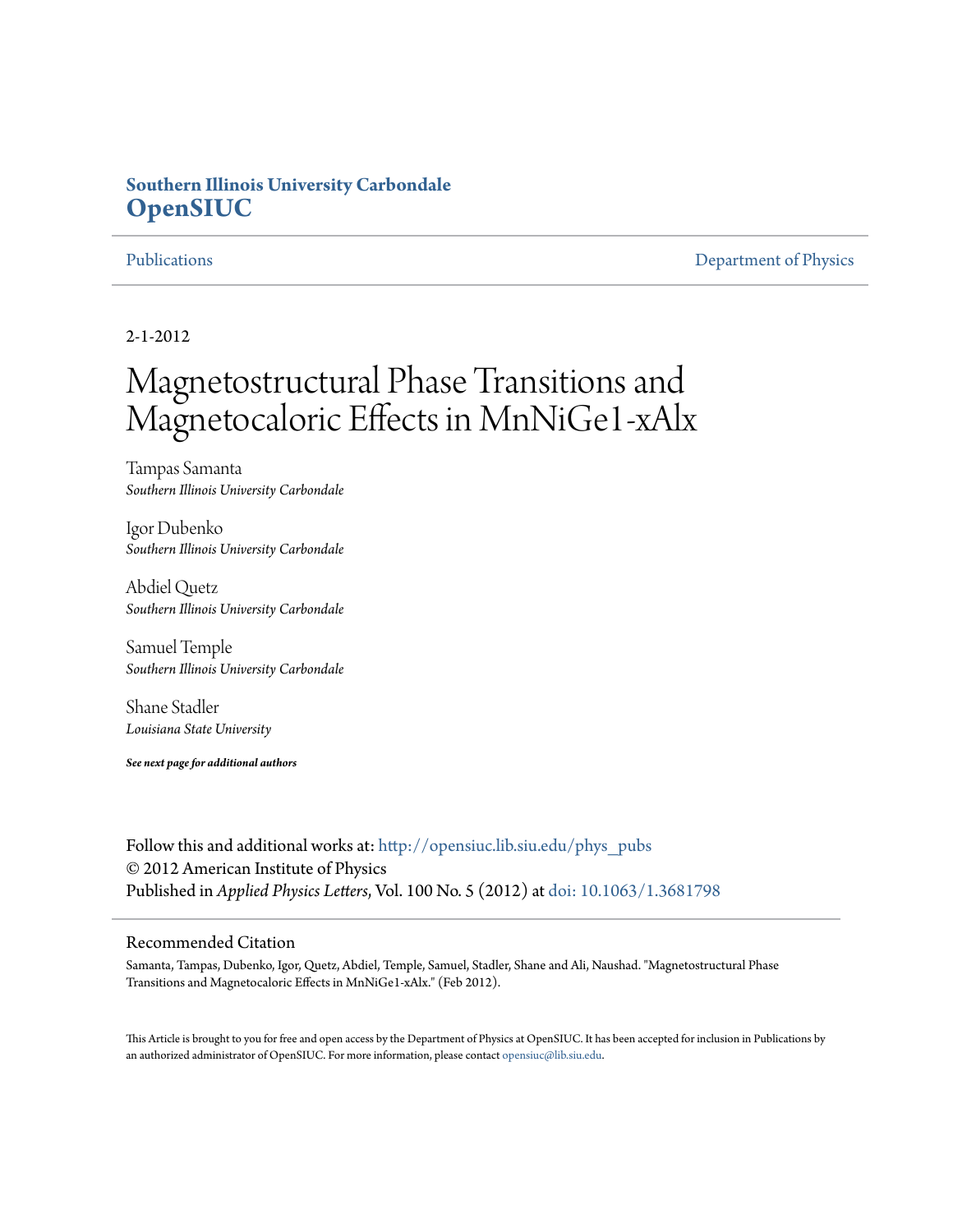Southern Illinois University Carbondale
**OpenSIUC**

Publications | Department of Physics

2-1-2012

# Magnetostructural Phase Transitions and Magnetocaloric Effects in MnNiGe1-xAlx

Tampas Samanta
*Southern Illinois University Carbondale*

Igor Dubenko
*Southern Illinois University Carbondale*

Abdiel Quetz
*Southern Illinois University Carbondale*

Samuel Temple
*Southern Illinois University Carbondale*

Shane Stadler
*Louisiana State University*

***See next page for additional authors***

Follow this and additional works at: http://opensiuc.lib.siu.edu/phys_pubs
© 2012 American Institute of Physics
Published in *Applied Physics Letters*, Vol. 100 No. 5 (2012) at doi: 10.1063/1.3681798

## Recommended Citation

Samanta, Tampas, Dubenko, Igor, Quetz, Abdiel, Temple, Samuel, Stadler, Shane and Ali, Naushad. "Magnetostructural Phase Transitions and Magnetocaloric Effects in MnNiGe1-xAlx." (Feb 2012).

This Article is brought to you for free and open access by the Department of Physics at OpenSIUC. It has been accepted for inclusion in Publications by an authorized administrator of OpenSIUC. For more information, please contact opensiuc@lib.siu.edu.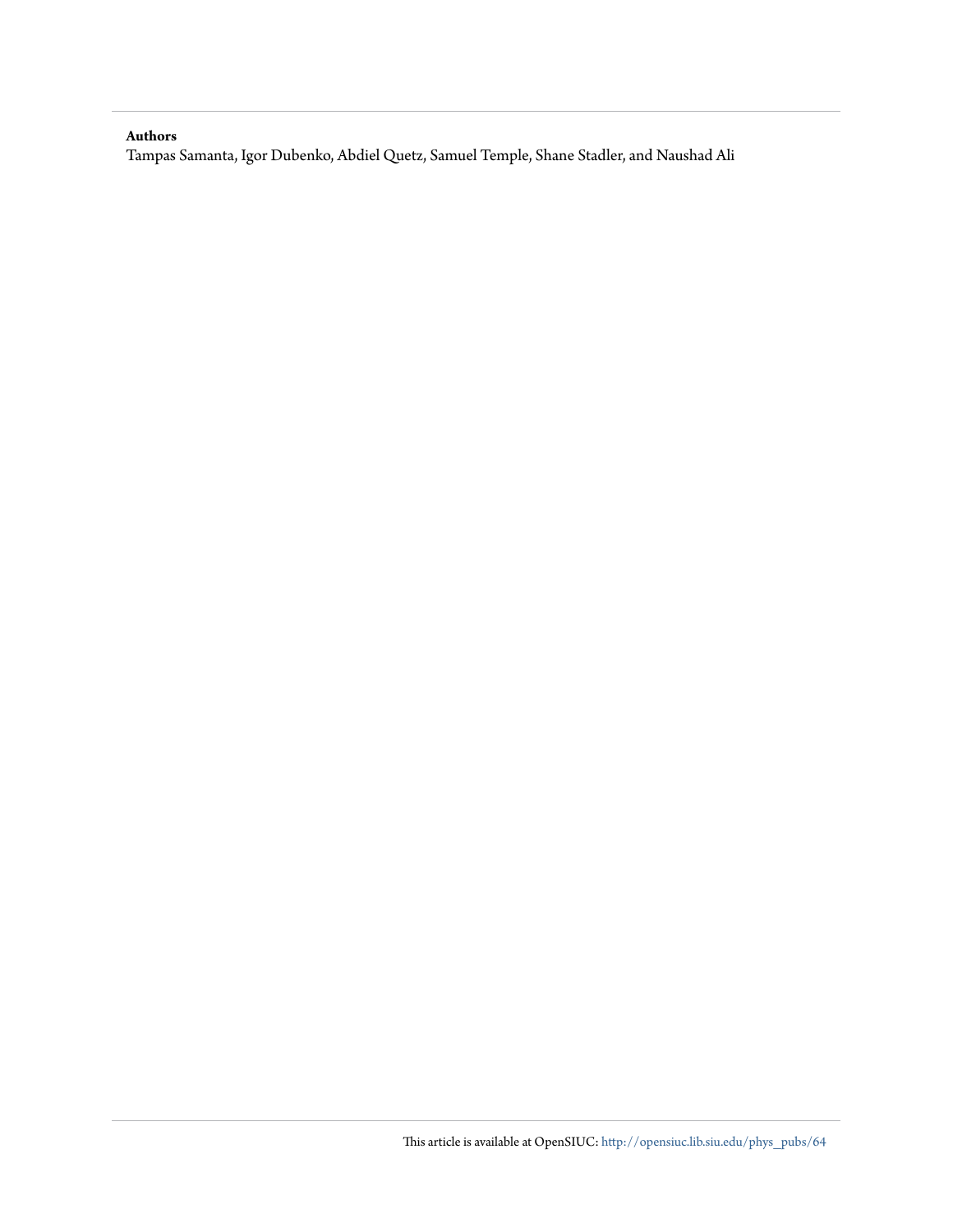**Authors**

Tampas Samanta, Igor Dubenko, Abdiel Quetz, Samuel Temple, Shane Stadler, and Naushad Ali

This article is available at OpenSIUC: http://opensiuc.lib.siu.edu/phys_pubs/64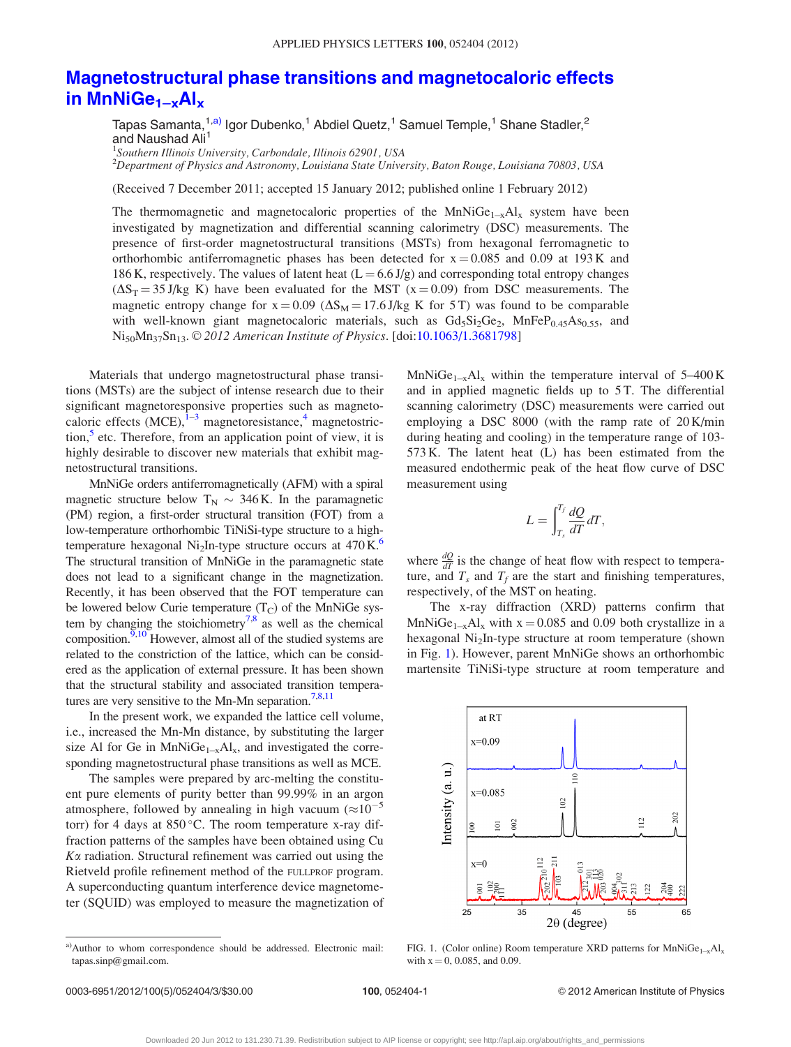# Magnetostructural phase transitions and magnetocaloric effects in $MnNiGe_{1-x}Al_x$

Tapas Samanta,[1,a)] Igor Dubenko,[1] Abdiel Quetz,[1] Samuel Temple,[1] Shane Stadler,[2] and Naushad Ali[1]

[1]*Southern Illinois University, Carbondale, Illinois 62901, USA*
[2]*Department of Physics and Astronomy, Louisiana State University, Baton Rouge, Louisiana 70803, USA*

(Received 7 December 2011; accepted 15 January 2012; published online 1 February 2012)

The thermomagnetic and magnetocaloric properties of the $MnNiGe_{1-x}Al_x$ system have been investigated by magnetization and differential scanning calorimetry (DSC) measurements. The presence of first-order magnetostructural transitions (MSTs) from hexagonal ferromagnetic to orthorhombic antiferromagnetic phases has been detected for x = 0.085 and 0.09 at 193 K and 186 K, respectively. The values of latent heat (L = 6.6 J/g) and corresponding total entropy changes ($\Delta S_T$ = 35 J/kg K) have been evaluated for the MST (x = 0.09) from DSC measurements. The magnetic entropy change for x = 0.09 ($\Delta S_M$ = 17.6 J/kg K for 5 T) was found to be comparable with well-known giant magnetocaloric materials, such as $Gd_5Si_2Ge_2$, $MnFeP_{0.45}As_{0.55}$, and $Ni_{50}Mn_{37}Sn_{13}$. © *2012 American Institute of Physics*. [doi:10.1063/1.3681798]

Materials that undergo magnetostructural phase transitions (MSTs) are the subject of intense research due to their significant magnetoresponsive properties such as magnetocaloric effects (MCE),[1–3] magnetoresistance,[4] magnetostriction,[5] etc. Therefore, from an application point of view, it is highly desirable to discover new materials that exhibit magnetostructural transitions.

MnNiGe orders antiferromagnetically (AFM) with a spiral magnetic structure below $T_N \sim 346$ K. In the paramagnetic (PM) region, a first-order structural transition (FOT) from a low-temperature orthorhombic TiNiSi-type structure to a high-temperature hexagonal $Ni_2In$-type structure occurs at 470 K.[6] The structural transition of MnNiGe in the paramagnetic state does not lead to a significant change in the magnetization. Recently, it has been observed that the FOT temperature can be lowered below Curie temperature ($T_C$) of the MnNiGe system by changing the stoichiometry[7,8] as well as the chemical composition.[9,10] However, almost all of the studied systems are related to the constriction of the lattice, which can be considered as the application of external pressure. It has been shown that the structural stability and associated transition temperatures are very sensitive to the Mn-Mn separation.[7,8,11]

In the present work, we expanded the lattice cell volume, i.e., increased the Mn-Mn distance, by substituting the larger size Al for Ge in $MnNiGe_{1-x}Al_x$, and investigated the corresponding magnetostructural phase transitions as well as MCE.

The samples were prepared by arc-melting the constituent pure elements of purity better than 99.99% in an argon atmosphere, followed by annealing in high vacuum ($\approx 10^{-5}$ torr) for 4 days at 850 °C. The room temperature x-ray diffraction patterns of the samples have been obtained using Cu $K\alpha$ radiation. Structural refinement was carried out using the Rietveld profile refinement method of the FULLPROF program. A superconducting quantum interference device magnetometer (SQUID) was employed to measure the magnetization of $MnNiGe_{1-x}Al_x$ within the temperature interval of 5–400 K and in applied magnetic fields up to 5 T. The differential scanning calorimetry (DSC) measurements were carried out employing a DSC 8000 (with the ramp rate of 20 K/min during heating and cooling) in the temperature range of 103-573 K. The latent heat (L) has been estimated from the measured endothermic peak of the heat flow curve of DSC measurement using

$$L = \int_{T_s}^{T_f} \frac{dQ}{dT} dT,$$

where $\frac{dQ}{dT}$ is the change of heat flow with respect to temperature, and $T_s$ and $T_f$ are the start and finishing temperatures, respectively, of the MST on heating.

The x-ray diffraction (XRD) patterns confirm that $MnNiGe_{1-x}Al_x$ with x = 0.085 and 0.09 both crystallize in a hexagonal $Ni_2In$-type structure at room temperature (shown in Fig. 1). However, parent MnNiGe shows an orthorhombic martensite TiNiSi-type structure at room temperature and

FIG. 1. (Color online) Room temperature XRD patterns for $MnNiGe_{1-x}Al_x$ with x = 0, 0.085, and 0.09.

a)Author to whom correspondence should be addressed. Electronic mail: tapas.sinp@gmail.com.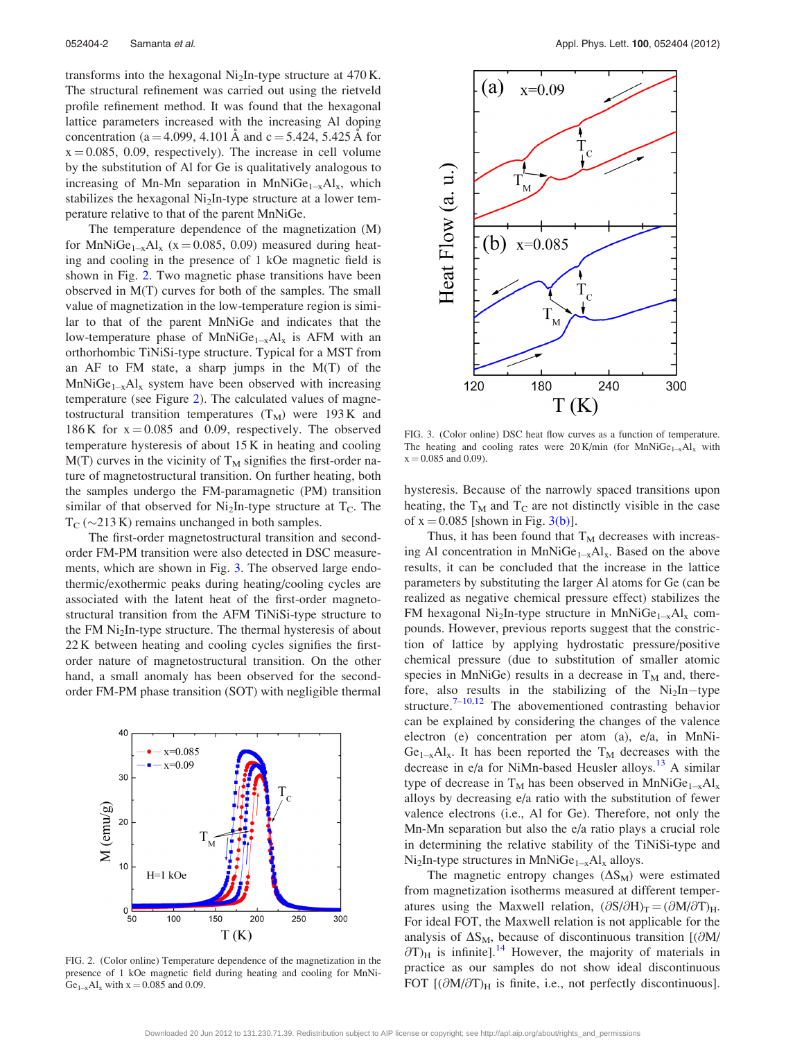transforms into the hexagonal $Ni_2In$-type structure at 470 K. The structural refinement was carried out using the rietveld profile refinement method. It was found that the hexagonal lattice parameters increased with the increasing Al doping concentration (a = 4.099, 4.101 Å and c = 5.424, 5.425 Å for x = 0.085, 0.09, respectively). The increase in cell volume by the substitution of Al for Ge is qualitatively analogous to increasing of Mn-Mn separation in $MnNiGe_{1-x}Al_x$, which stabilizes the hexagonal $Ni_2In$-type structure at a lower temperature relative to that of the parent MnNiGe.

The temperature dependence of the magnetization (M) for $MnNiGe_{1-x}Al_x$ (x = 0.085, 0.09) measured during heating and cooling in the presence of 1 kOe magnetic field is shown in Fig. 2. Two magnetic phase transitions have been observed in M(T) curves for both of the samples. The small value of magnetization in the low-temperature region is similar to that of the parent MnNiGe and indicates that the low-temperature phase of $MnNiGe_{1-x}Al_x$ is AFM with an orthorhombic TiNiSi-type structure. Typical for a MST from an AF to FM state, a sharp jumps in the M(T) of the $MnNiGe_{1-x}Al_x$ system have been observed with increasing temperature (see Figure 2). The calculated values of magnetostructural transition temperatures ($T_M$) were 193 K and 186 K for x = 0.085 and 0.09, respectively. The observed temperature hysteresis of about 15 K in heating and cooling M(T) curves in the vicinity of $T_M$ signifies the first-order nature of magnetostructural transition. On further heating, both the samples undergo the FM-paramagnetic (PM) transition similar of that observed for $Ni_2In$-type structure at $T_C$. The $T_C$ (~213 K) remains unchanged in both samples.

The first-order magnetostructural transition and second-order FM-PM transition were also detected in DSC measurements, which are shown in Fig. 3. The observed large endothermic/exothermic peaks during heating/cooling cycles are associated with the latent heat of the first-order magnetostructural transition from the AFM TiNiSi-type structure to the FM $Ni_2In$-type structure. The thermal hysteresis of about 22 K between heating and cooling cycles signifies the first-order nature of magnetostructural transition. On the other hand, a small anomaly has been observed for the second-order FM-PM phase transition (SOT) with negligible thermal hysteresis. Because of the narrowly spaced transitions upon heating, the $T_M$ and $T_C$ are not distinctly visible in the case of x = 0.085 [shown in Fig. 3(b)].

FIG. 2. (Color online) Temperature dependence of the magnetization in the presence of 1 kOe magnetic field during heating and cooling for $MnNiGe_{1-x}Al_x$ with x = 0.085 and 0.09.

FIG. 3. (Color online) DSC heat flow curves as a function of temperature. The heating and cooling rates were 20 K/min (for $MnNiGe_{1-x}Al_x$ with x = 0.085 and 0.09).

Thus, it has been found that $T_M$ decreases with increasing Al concentration in $MnNiGe_{1-x}Al_x$. Based on the above results, it can be concluded that the increase in the lattice parameters by substituting the larger Al atoms for Ge (can be realized as negative chemical pressure effect) stabilizes the FM hexagonal $Ni_2In$-type structure in $MnNiGe_{1-x}Al_x$ compounds. However, previous reports suggest that the constriction of lattice by applying hydrostatic pressure/positive chemical pressure (due to substitution of smaller atomic species in MnNiGe) results in a decrease in $T_M$ and, therefore, also results in the stabilizing of the $Ni_2In$−type structure.[7–10,12] The abovementioned contrasting behavior can be explained by considering the changes of the valence electron (e) concentration per atom (a), e/a, in $MnNiGe_{1-x}Al_x$. It has been reported the $T_M$ decreases with the decrease in e/a for NiMn-based Heusler alloys.[13] A similar type of decrease in $T_M$ has been observed in $MnNiGe_{1-x}Al_x$ alloys by decreasing e/a ratio with the substitution of fewer valence electrons (i.e., Al for Ge). Therefore, not only the Mn-Mn separation but also the e/a ratio plays a crucial role in determining the relative stability of the TiNiSi-type and $Ni_2In$-type structures in $MnNiGe_{1-x}Al_x$ alloys.

The magnetic entropy changes ($\Delta S_M$) were estimated from magnetization isotherms measured at different temperatures using the Maxwell relation, $(\partial S/\partial H)_T = (\partial M/\partial T)_H$. For ideal FOT, the Maxwell relation is not applicable for the analysis of $\Delta S_M$, because of discontinuous transition [$(\partial M/\partial T)_H$ is infinite].[14] However, the majority of materials in practice as our samples do not show ideal discontinuous FOT [$(\partial M/\partial T)_H$ is finite, i.e., not perfectly discontinuous].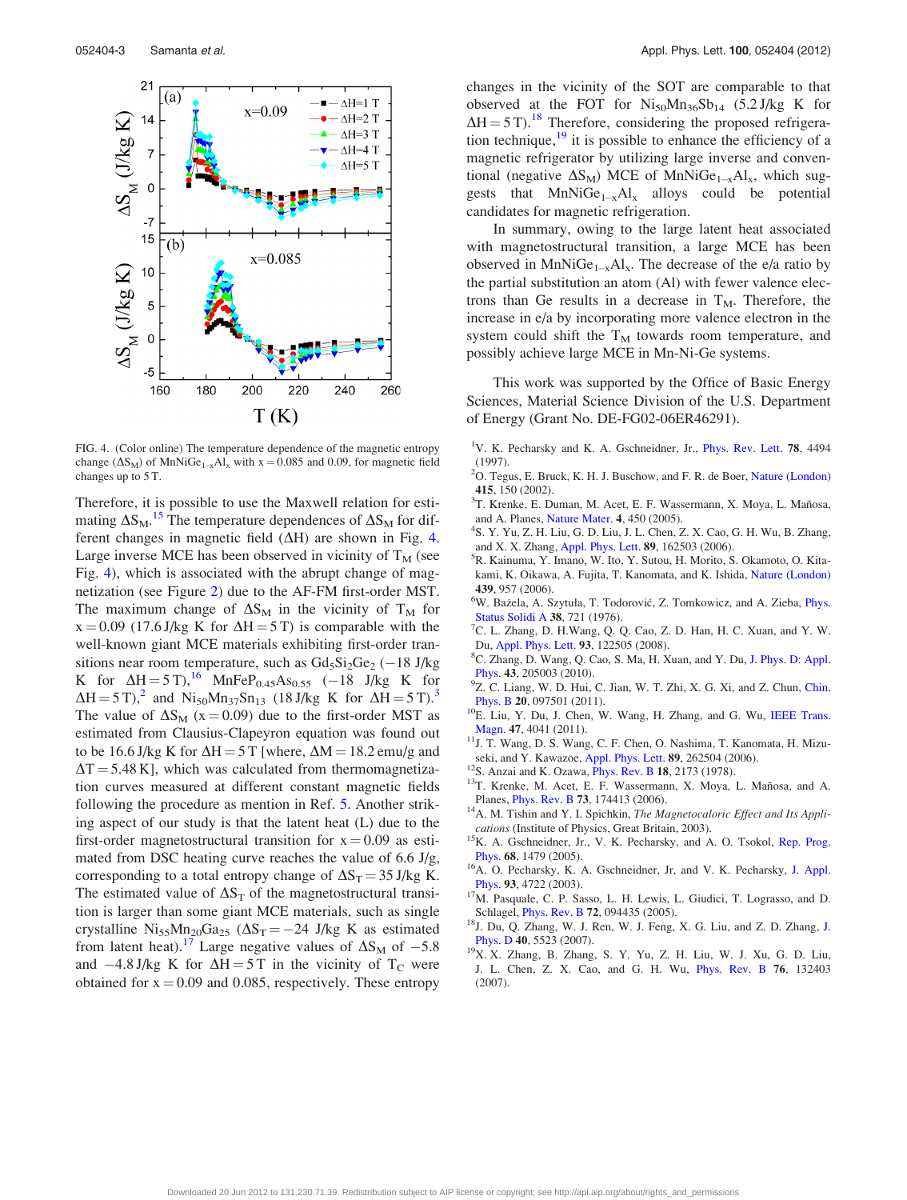(a)

x=0.09

ΔH=1 T

ΔH=2 T

ΔH=3 T

ΔH=4 T

ΔH=5 T

$\Delta S_M$ (J/kg K)

21

14

7

0

-7

(b)

x=0.085

$\Delta S_M$ (J/kg K)

15

10

5

0

-5

160 180 200 220 240 260

T (K)

FIG. 4. (Color online) The temperature dependence of the magnetic entropy change ($\Delta S_M$) of $MnNiGe_{1-x}Al_x$ with x = 0.085 and 0.09, for magnetic field changes up to 5 T.

Therefore, it is possible to use the Maxwell relation for estimating $\Delta S_M$.[15] The temperature dependences of $\Delta S_M$ for different changes in magnetic field (ΔH) are shown in Fig. 4. Large inverse MCE has been observed in vicinity of $T_M$ (see Fig. 4), which is associated with the abrupt change of magnetization (see Figure 2) due to the AF-FM first-order MST. The maximum change of $\Delta S_M$ in the vicinity of $T_M$ for x = 0.09 (17.6 J/kg K for ΔH = 5 T) is comparable with the well-known giant MCE materials exhibiting first-order transitions near room temperature, such as $Gd_5Si_2Ge_2$ (−18 J/kg K for ΔH = 5 T),[16] $MnFeP_{0.45}As_{0.55}$ (−18 J/kg K for ΔH = 5 T),[2] and $Ni_{50}Mn_{37}Sn_{13}$ (18 J/kg K for ΔH = 5 T).[3] The value of $\Delta S_M$ (x = 0.09) due to the first-order MST as estimated from Clausius-Clapeyron equation was found out to be 16.6 J/kg K for ΔH = 5 T [where, ΔM = 18.2 emu/g and ΔT = 5.48 K], which was calculated from thermomagnetization curves measured at different constant magnetic fields following the procedure as mention in Ref. 5. Another striking aspect of our study is that the latent heat (L) due to the first-order magnetostructural transition for x = 0.09 as estimated from DSC heating curve reaches the value of 6.6 J/g, corresponding to a total entropy change of $\Delta S_T$ = 35 J/kg K. The estimated value of $\Delta S_T$ of the magnetostructural transition is larger than some giant MCE materials, such as single crystalline $Ni_{55}Mn_{20}Ga_{25}$ ($\Delta S_T$ = −24 J/kg K as estimated from latent heat).[17] Large negative values of $\Delta S_M$ of −5.8 and −4.8 J/kg K for ΔH = 5 T in the vicinity of $T_C$ were obtained for x = 0.09 and 0.085, respectively. These entropy changes in the vicinity of the SOT are comparable to that observed at the FOT for $Ni_{50}Mn_{36}Sb_{14}$ (5.2 J/kg K for ΔH = 5 T).[18] Therefore, considering the proposed refrigeration technique,[19] it is possible to enhance the efficiency of a magnetic refrigerator by utilizing large inverse and conventional (negative $\Delta S_M$) MCE of $MnNiGe_{1-x}Al_x$, which suggests that $MnNiGe_{1-x}Al_x$ alloys could be potential candidates for magnetic refrigeration.

In summary, owing to the large latent heat associated with magnetostructural transition, a large MCE has been observed in $MnNiGe_{1-x}Al_x$. The decrease of the e/a ratio by the partial substitution an atom (Al) with fewer valence electrons than Ge results in a decrease in $T_M$. Therefore, the increase in e/a by incorporating more valence electron in the system could shift the $T_M$ towards room temperature, and possibly achieve large MCE in Mn-Ni-Ge systems.

This work was supported by the Office of Basic Energy Sciences, Material Science Division of the U.S. Department of Energy (Grant No. DE-FG02-06ER46291).

[1] V. K. Pecharsky and K. A. Gschneidner, Jr., Phys. Rev. Lett. **78**, 4494 (1997).

[2] O. Tegus, E. Bruck, K. H. J. Buschow, and F. R. de Boer, Nature (London) **415**, 150 (2002).

[3] T. Krenke, E. Duman, M. Acet, E. F. Wassermann, X. Moya, L. Mañosa, and A. Planes, Nature Mater. **4**, 450 (2005).

[4] S. Y. Yu, Z. H. Liu, G. D. Liu, J. L. Chen, Z. X. Cao, G. H. Wu, B. Zhang, and X. X. Zhang, Appl. Phys. Lett. **89**, 162503 (2006).

[5] R. Kainuma, Y. Imano, W. Ito, Y. Sutou, H. Morito, S. Okamoto, O. Kitakami, K. Oikawa, A. Fujita, T. Kanomata, and K. Ishida, Nature (London) **439**, 957 (2006).

[6] W. Bażela, A. Szytuła, T. Todorović, Z. Tomkowicz, and A. Zieba, Phys. Status Solidi A **38**, 721 (1976).

[7] C. L. Zhang, D. H.Wang, Q. Q. Cao, S. D. Han, H. C. Xuan, and Y. W. Du, Appl. Phys. Lett. **93**, 122505 (2008).

[8] C. Zhang, D. Wang, Q. Cao, S. Ma, H. Xuan, and Y. Du, J. Phys. D: Appl. Phys. **43**, 205003 (2010).

[9] Z. C. Liang, W. D. Hui, C. Jian, W. T. Zhi, X. G. Xi, and Z. Chun, Chin. Phys. B **20**, 097501 (2011).

[10] E. Liu, Y. Du, J. Chen, W. Wang, H. Zhang, and G. Wu, IEEE Trans. Magn. **47**, 4041 (2011).

[11] J. T. Wang, D. S. Wang, C. F. Chen, O. Nashima, T. Kanomata, H. Mizuseki, and Y. Kawazoe, Appl. Phys. Lett. **89**, 262504 (2006).

[12] S. Anzai and K. Ozawa, Phys. Rev. B **18**, 2173 (1978).

[13] T. Krenke, M. Acet, E. F. Wassermann, X. Moya, L. Mañosa, and A. Planes, Phys. Rev. B **73**, 174413 (2006).

[14] A. M. Tishin and Y. I. Spichkin, *The Magnetocaloric Effect and Its Applications* (Institute of Physics, Great Britain, 2003).

[15] K. A. Gschneidner, Jr., V. K. Pecharsky, and A. O. Tsokol, Rep. Prog. Phys. **68**, 1479 (2005).

[16] A. O. Pecharsky, K. A. Gschneidner, Jr, and V. K. Pecharsky, J. Appl. Phys. **93**, 4722 (2003).

[17] M. Pasquale, C. P. Sasso, L. H. Lewis, L. Giudici, T. Lograsso, and D. Schlagel, Phys. Rev. B **72**, 094435 (2005).

[18] J. Du, Q. Zhang, W. J. Ren, W. J. Feng, X. G. Liu, and Z. D. Zhang, J. Phys. D **40**, 5523 (2007).

[19] X. X. Zhang, B. Zhang, S. Y. Yu, Z. H. Liu, W. J. Xu, G. D. Liu, J. L. Chen, Z. X. Cao, and G. H. Wu, Phys. Rev. B **76**, 132403 (2007).